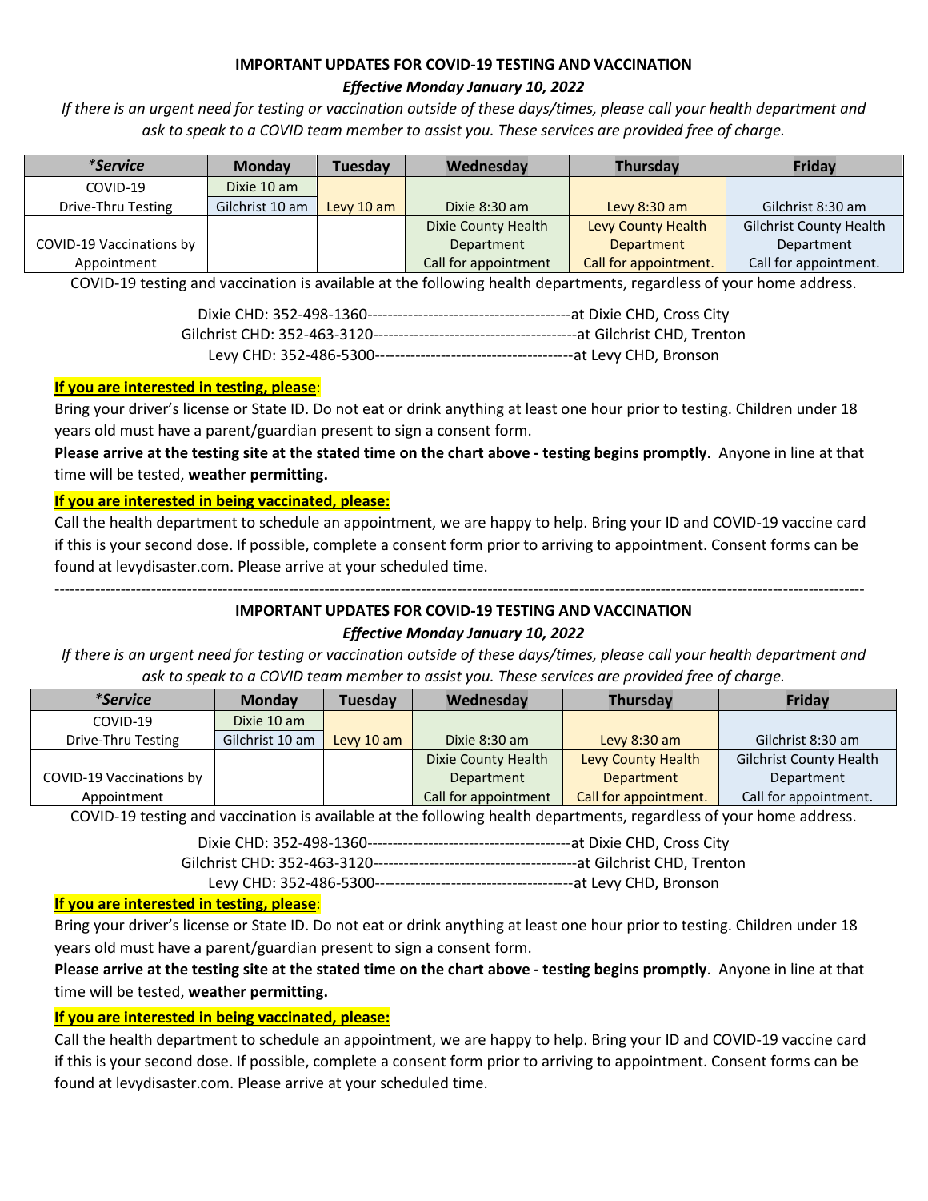**IMPORTANT UPDATES FOR COVID-19 TESTING AND VACCINATION**

***Effective Monday January 10, 2022***

*If there is an urgent need for testing or vaccination outside of these days/times, please call your health department and ask to speak to a COVID team member to assist you. These services are provided free of charge.*

| ***Service** | Monday | Tuesday | Wednesday | Thursday | Friday |
|---|---|---|---|---|---|
| COVID-19 Drive-Thru Testing | Dixie 10 am<br>Gilchrist 10 am | Levy 10 am | Dixie 8:30 am | Levy 8:30 am | Gilchrist 8:30 am |
| COVID-19 Vaccinations by Appointment | | | Dixie County Health Department Call for appointment | Levy County Health Department Call for appointment. | Gilchrist County Health Department Call for appointment. |

COVID-19 testing and vaccination is available at the following health departments, regardless of your home address.

Dixie CHD: 352-498-1360----------------------------------------at Dixie CHD, Cross City
Gilchrist CHD: 352-463-3120----------------------------------------at Gilchrist CHD, Trenton
Levy CHD: 352-486-5300---------------------------------------at Levy CHD, Bronson

**If you are interested in testing, please**:

Bring your driver's license or State ID. Do not eat or drink anything at least one hour prior to testing. Children under 18 years old must have a parent/guardian present to sign a consent form.

**Please arrive at the testing site at the stated time on the chart above - testing begins promptly**. Anyone in line at that time will be tested, **weather permitting.**

**If you are interested in being vaccinated, please:**

Call the health department to schedule an appointment, we are happy to help. Bring your ID and COVID-19 vaccine card if this is your second dose. If possible, complete a consent form prior to arriving to appointment. Consent forms can be found at levydisaster.com. Please arrive at your scheduled time.

---

**IMPORTANT UPDATES FOR COVID-19 TESTING AND VACCINATION**

***Effective Monday January 10, 2022***

*If there is an urgent need for testing or vaccination outside of these days/times, please call your health department and ask to speak to a COVID team member to assist you. These services are provided free of charge.*

| ***Service** | Monday | Tuesday | Wednesday | Thursday | Friday |
|---|---|---|---|---|---|
| COVID-19 Drive-Thru Testing | Dixie 10 am<br>Gilchrist 10 am | Levy 10 am | Dixie 8:30 am | Levy 8:30 am | Gilchrist 8:30 am |
| COVID-19 Vaccinations by Appointment | | | Dixie County Health Department Call for appointment | Levy County Health Department Call for appointment. | Gilchrist County Health Department Call for appointment. |

COVID-19 testing and vaccination is available at the following health departments, regardless of your home address.

Dixie CHD: 352-498-1360----------------------------------------at Dixie CHD, Cross City
Gilchrist CHD: 352-463-3120----------------------------------------at Gilchrist CHD, Trenton
Levy CHD: 352-486-5300---------------------------------------at Levy CHD, Bronson

**If you are interested in testing, please**:

Bring your driver's license or State ID. Do not eat or drink anything at least one hour prior to testing. Children under 18 years old must have a parent/guardian present to sign a consent form.

**Please arrive at the testing site at the stated time on the chart above - testing begins promptly**. Anyone in line at that time will be tested, **weather permitting.**

**If you are interested in being vaccinated, please:**

Call the health department to schedule an appointment, we are happy to help. Bring your ID and COVID-19 vaccine card if this is your second dose. If possible, complete a consent form prior to arriving to appointment. Consent forms can be found at levydisaster.com. Please arrive at your scheduled time.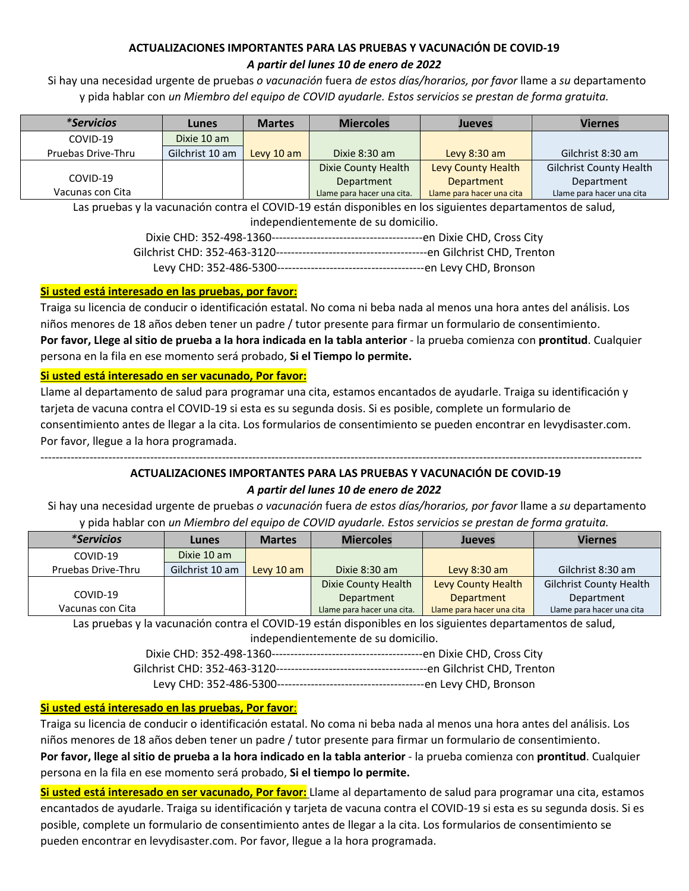**ACTUALIZACIONES IMPORTANTES PARA LAS PRUEBAS Y VACUNACIÓN DE COVID-19**

***A partir del lunes 10 de enero de 2022***

Si hay una necesidad urgente de pruebas *o vacunación* fuera *de estos días/horarios, por favor* llame a *su* departamento y pida hablar con *un Miembro del equipo de COVID ayudarle. Estos servicios se prestan de forma gratuita.*

| ****Servicios*** | **Lunes** | **Martes** | **Miercoles** | **Jueves** | **Viernes** |
|---|---|---|---|---|---|
| COVID-19 Pruebas Drive-Thru | Dixie 10 am<br>Gilchrist 10 am | Levy 10 am | Dixie 8:30 am | Levy 8:30 am | Gilchrist 8:30 am |
| COVID-19 Vacunas con Cita | | | Dixie County Health Department<br>Llame para hacer una cita. | Levy County Health Department<br>Llame para hacer una cita | Gilchrist County Health Department<br>Llame para hacer una cita |

Las pruebas y la vacunación contra el COVID-19 están disponibles en los siguientes departamentos de salud, independientemente de su domicilio.

Dixie CHD: 352-498-1360----------------------------------------en Dixie CHD, Cross City
Gilchrist CHD: 352-463-3120----------------------------------------en Gilchrist CHD, Trenton
Levy CHD: 352-486-5300--------------------------------------en Levy CHD, Bronson

**Si usted está interesado en las pruebas, por favor:**

Traiga su licencia de conducir o identificación estatal. No coma ni beba nada al menos una hora antes del análisis. Los niños menores de 18 años deben tener un padre / tutor presente para firmar un formulario de consentimiento.
**Por favor, Llege al sitio de prueba a la hora indicada en la tabla anterior** - la prueba comienza con **prontitud**. Cualquier persona en la fila en ese momento será probado, **Si el Tiempo lo permite.**

**Si usted está interesado en ser vacunado, Por favor:**

Llame al departamento de salud para programar una cita, estamos encantados de ayudarle. Traiga su identificación y tarjeta de vacuna contra el COVID-19 si esta es su segunda dosis. Si es posible, complete un formulario de consentimiento antes de llegar a la cita. Los formularios de consentimiento se pueden encontrar en levydisaster.com. Por favor, llegue a la hora programada.

---

**ACTUALIZACIONES IMPORTANTES PARA LAS PRUEBAS Y VACUNACIÓN DE COVID-19**

***A partir del lunes 10 de enero de 2022***

Si hay una necesidad urgente de pruebas *o vacunación* fuera *de estos días/horarios, por favor* llame a *su* departamento y pida hablar con *un Miembro del equipo de COVID ayudarle. Estos servicios se prestan de forma gratuita.*

| ****Servicios*** | **Lunes** | **Martes** | **Miercoles** | **Jueves** | **Viernes** |
|---|---|---|---|---|---|
| COVID-19 Pruebas Drive-Thru | Dixie 10 am<br>Gilchrist 10 am | Levy 10 am | Dixie 8:30 am | Levy 8:30 am | Gilchrist 8:30 am |
| COVID-19 Vacunas con Cita | | | Dixie County Health Department<br>Llame para hacer una cita. | Levy County Health Department<br>Llame para hacer una cita | Gilchrist County Health Department<br>Llame para hacer una cita |

Las pruebas y la vacunación contra el COVID-19 están disponibles en los siguientes departamentos de salud, independientemente de su domicilio.

Dixie CHD: 352-498-1360----------------------------------------en Dixie CHD, Cross City
Gilchrist CHD: 352-463-3120----------------------------------------en Gilchrist CHD, Trenton
Levy CHD: 352-486-5300--------------------------------------en Levy CHD, Bronson

**Si usted está interesado en las pruebas, Por favor**:

Traiga su licencia de conducir o identificación estatal. No coma ni beba nada al menos una hora antes del análisis. Los niños menores de 18 años deben tener un padre / tutor presente para firmar un formulario de consentimiento.
**Por favor, llege al sitio de prueba a la hora indicado en la tabla anterior** - la prueba comienza con **prontitud**. Cualquier persona en la fila en ese momento será probado, **Si el tiempo lo permite.**

**Si usted está interesado en ser vacunado, Por favor:** Llame al departamento de salud para programar una cita, estamos encantados de ayudarle. Traiga su identificación y tarjeta de vacuna contra el COVID-19 si esta es su segunda dosis. Si es posible, complete un formulario de consentimiento antes de llegar a la cita. Los formularios de consentimiento se pueden encontrar en levydisaster.com. Por favor, llegue a la hora programada.